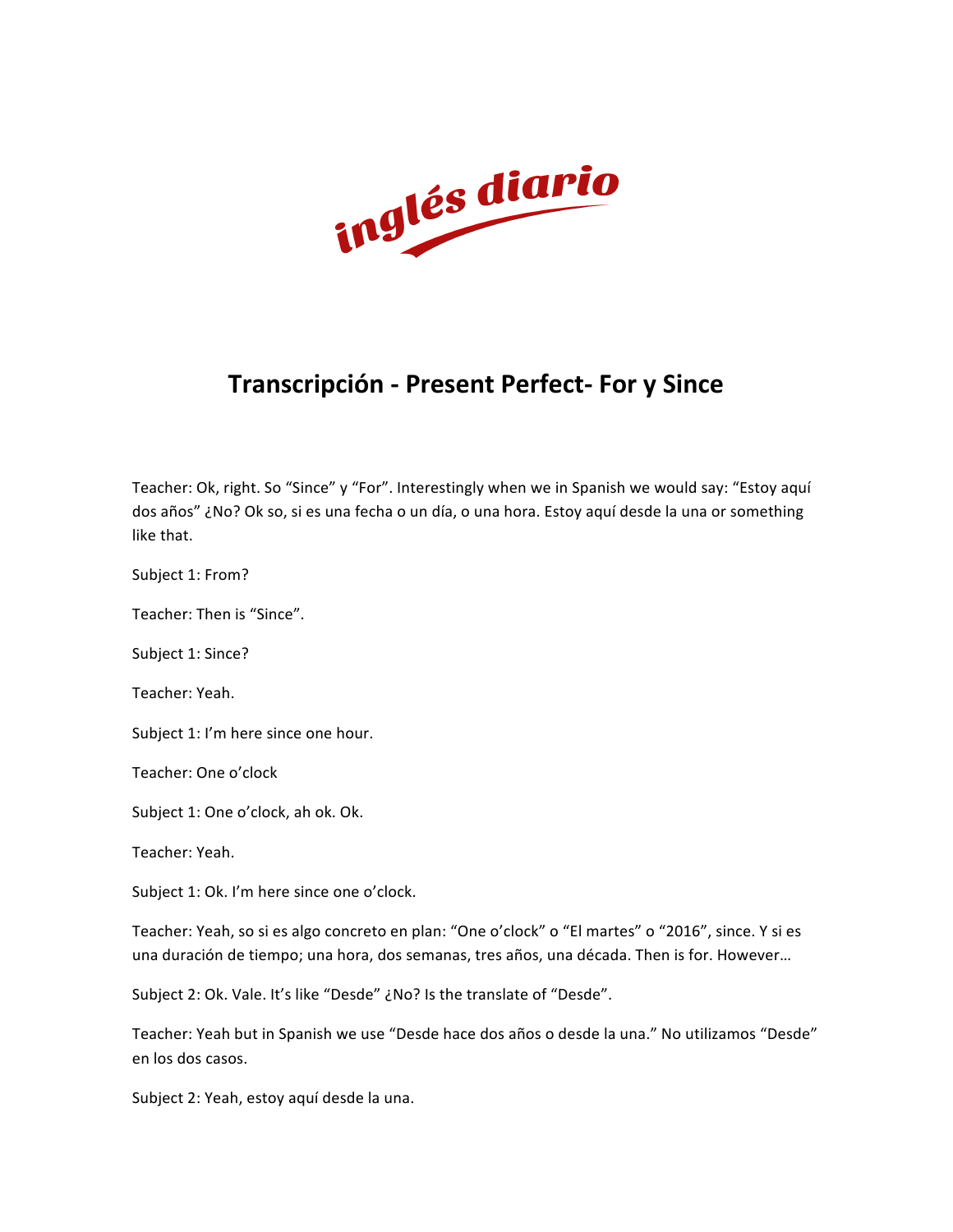# Transcripción - Present Perfect- For y Since

Teacher: Ok, right. So "Since" y "For". Interestingly when we in Spanish we would say: "Estoy aquí dos años" ¿No? Ok so, si es una fecha o un día, o una hora. Estoy aquí desde la una or something like that.

Subject 1: From?

Teacher: Then is "Since".

Subject 1: Since?

Teacher: Yeah.

Subject 1: I'm here since one hour.

Teacher: One o'clock

Subject 1: One o'clock, ah ok. Ok.

Teacher: Yeah.

Subject 1: Ok. I'm here since one o'clock.

Teacher: Yeah, so si es algo concreto en plan: "One o'clock" o "El martes" o "2016", since. Y si es una duración de tiempo; una hora, dos semanas, tres años, una década. Then is for. However…

Subject 2: Ok. Vale. It's like "Desde" ¿No? Is the translate of "Desde".

Teacher: Yeah but in Spanish we use "Desde hace dos años o desde la una." No utilizamos "Desde" en los dos casos.

Subject 2: Yeah, estoy aquí desde la una.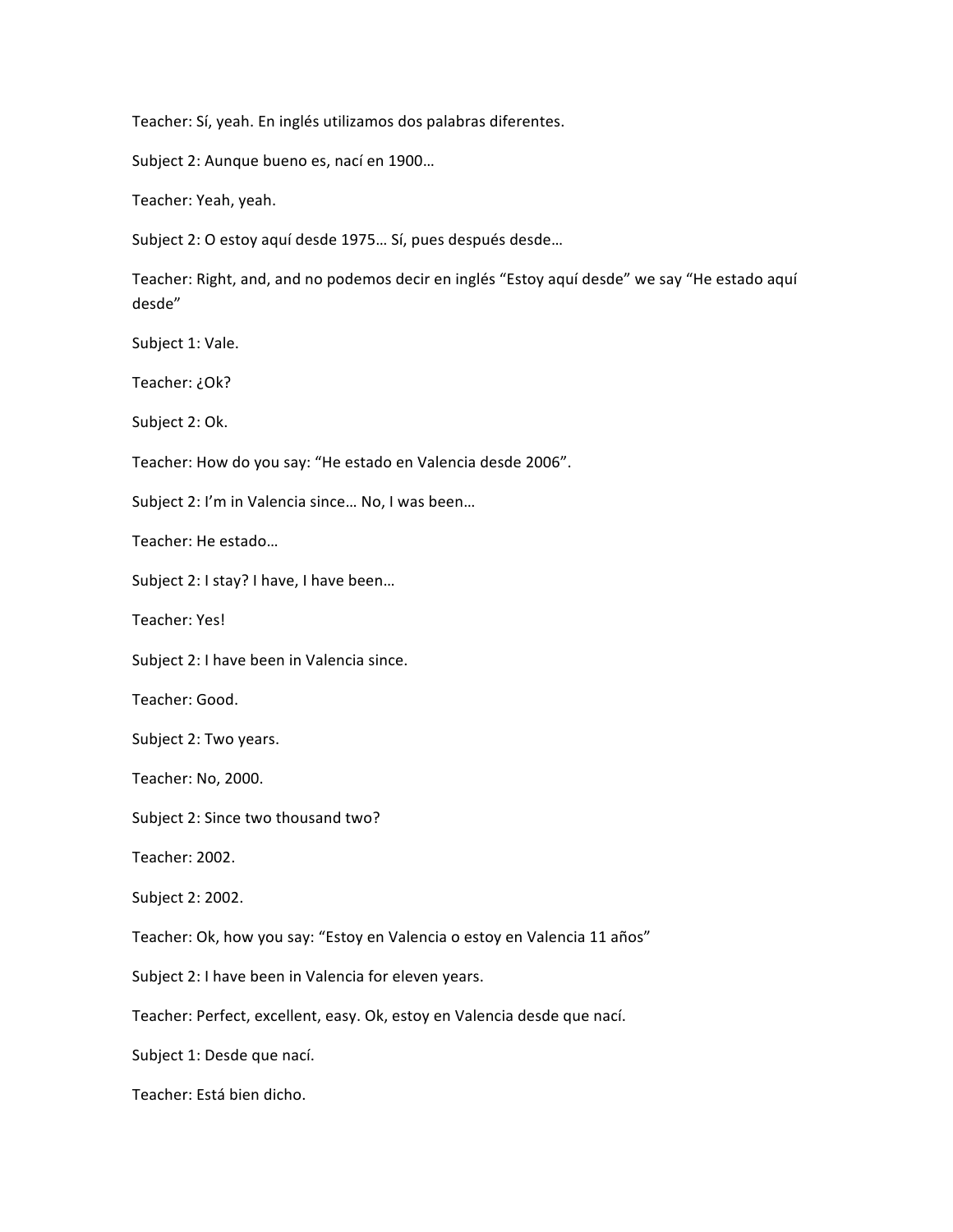Teacher: Sí, yeah. En inglés utilizamos dos palabras diferentes.

Subject 2: Aunque bueno es, nací en 1900…

Teacher: Yeah, yeah.

Subject 2: O estoy aquí desde 1975… Sí, pues después desde…

Teacher: Right, and, and no podemos decir en inglés "Estoy aquí desde" we say "He estado aquí desde"

Subject 1: Vale.

Teacher: ¿Ok?

Subject 2: Ok.

Teacher: How do you say: "He estado en Valencia desde 2006".

Subject 2: I'm in Valencia since… No, I was been…

Teacher: He estado…

Subject 2: I stay? I have, I have been…

Teacher: Yes!

Subject 2: I have been in Valencia since.

Teacher: Good.

Subject 2: Two years.

Teacher: No, 2000.

Subject 2: Since two thousand two?

Teacher: 2002.

Subject 2: 2002.

Teacher: Ok, how you say: "Estoy en Valencia o estoy en Valencia 11 años"

Subject 2: I have been in Valencia for eleven years.

Teacher: Perfect, excellent, easy. Ok, estoy en Valencia desde que nací.

Subject 1: Desde que nací.

Teacher: Está bien dicho.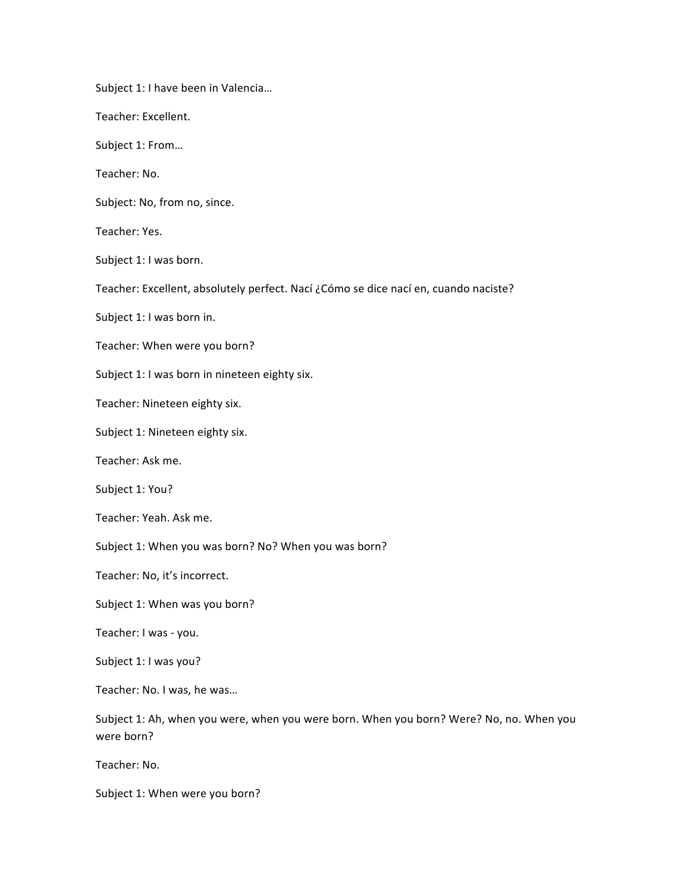Subject 1: I have been in Valencia…

Teacher: Excellent.

Subject 1: From…

Teacher: No.

Subject: No, from no, since.

Teacher: Yes.

Subject 1: I was born.

Teacher: Excellent, absolutely perfect. Nací ¿Cómo se dice nací en, cuando naciste?

Subject 1: I was born in.

Teacher: When were you born?

Subject 1: I was born in nineteen eighty six.

Teacher: Nineteen eighty six.

Subject 1: Nineteen eighty six.

Teacher: Ask me.

Subject 1: You?

Teacher: Yeah. Ask me.

Subject 1: When you was born? No? When you was born?

Teacher: No, it's incorrect.

Subject 1: When was you born?

Teacher: I was - you.

Subject 1: I was you?

Teacher: No. I was, he was…

Subject 1: Ah, when you were, when you were born. When you born? Were? No, no. When you were born?

Teacher: No.

Subject 1: When were you born?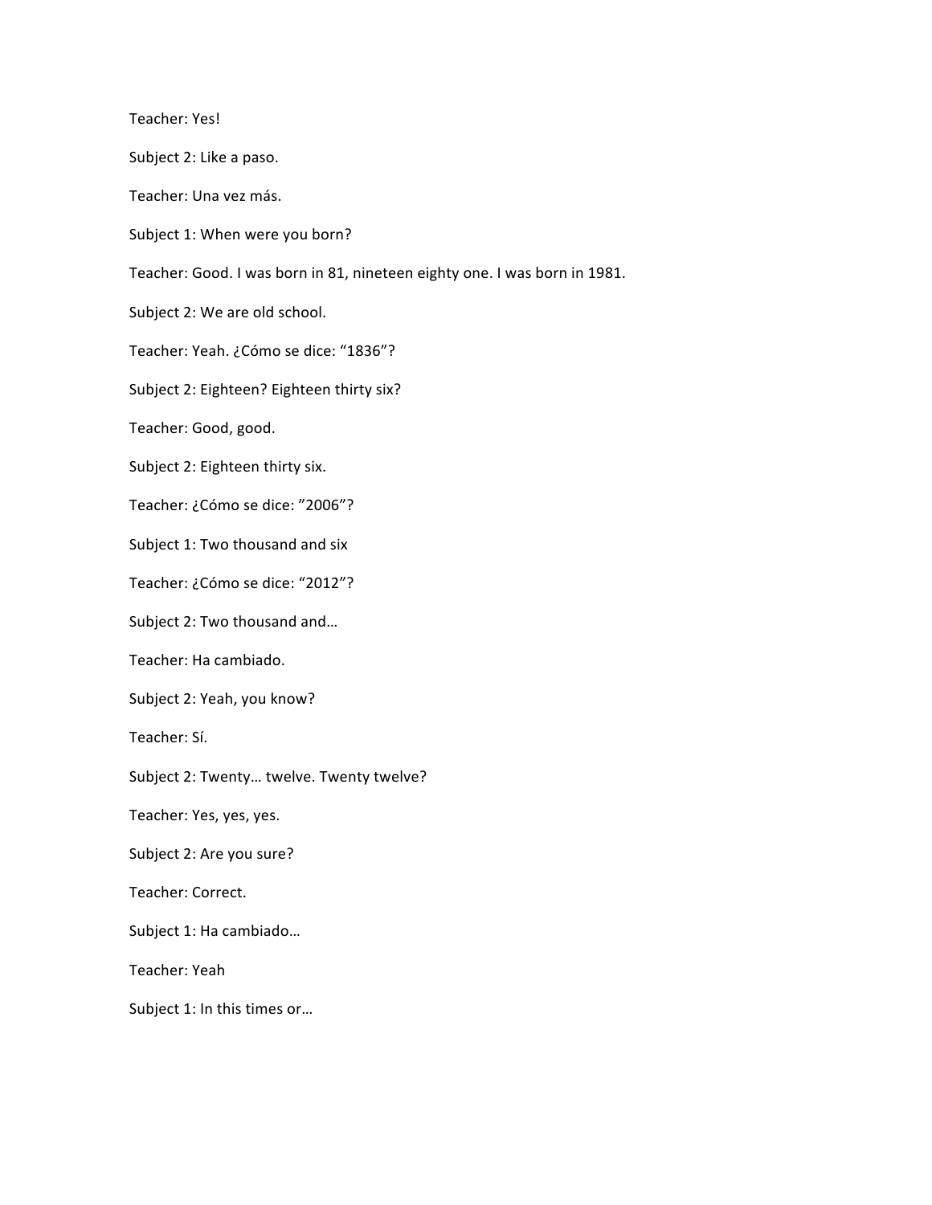Teacher: Yes!

Subject 2: Like a paso.

Teacher: Una vez más.

Subject 1: When were you born?

Teacher: Good. I was born in 81, nineteen eighty one. I was born in 1981.

Subject 2: We are old school.

Teacher: Yeah. ¿Cómo se dice: "1836"?

Subject 2: Eighteen? Eighteen thirty six?

Teacher: Good, good.

Subject 2: Eighteen thirty six.

Teacher: ¿Cómo se dice: "2006"?

Subject 1: Two thousand and six

Teacher: ¿Cómo se dice: "2012"?

Subject 2: Two thousand and…

Teacher: Ha cambiado.

Subject 2: Yeah, you know?

Teacher: Sí.

Subject 2: Twenty… twelve. Twenty twelve?

Teacher: Yes, yes, yes.

Subject 2: Are you sure?

Teacher: Correct.

Subject 1: Ha cambiado…

Teacher: Yeah

Subject 1: In this times or…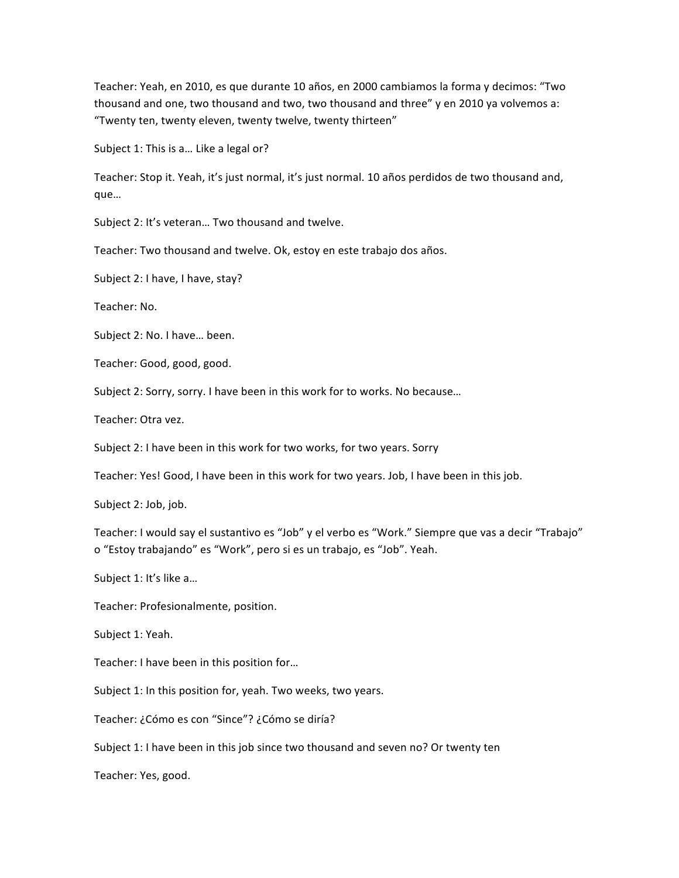Teacher: Yeah, en 2010, es que durante 10 años, en 2000 cambiamos la forma y decimos: "Two thousand and one, two thousand and two, two thousand and three" y en 2010 ya volvemos a: "Twenty ten, twenty eleven, twenty twelve, twenty thirteen"

Subject 1: This is a… Like a legal or?

Teacher: Stop it. Yeah, it's just normal, it's just normal. 10 años perdidos de two thousand and, que…

Subject 2: It's veteran… Two thousand and twelve.

Teacher: Two thousand and twelve. Ok, estoy en este trabajo dos años.

Subject 2: I have, I have, stay?

Teacher: No.

Subject 2: No. I have… been.

Teacher: Good, good, good.

Subject 2: Sorry, sorry. I have been in this work for to works. No because…

Teacher: Otra vez.

Subject 2: I have been in this work for two works, for two years. Sorry

Teacher: Yes! Good, I have been in this work for two years. Job, I have been in this job.

Subject 2: Job, job.

Teacher: I would say el sustantivo es "Job" y el verbo es "Work." Siempre que vas a decir "Trabajo" o "Estoy trabajando" es "Work", pero si es un trabajo, es "Job". Yeah.

Subject 1: It's like a…

Teacher: Profesionalmente, position.

Subject 1: Yeah.

Teacher: I have been in this position for…

Subject 1: In this position for, yeah. Two weeks, two years.

Teacher: ¿Cómo es con "Since"? ¿Cómo se diría?

Subject 1: I have been in this job since two thousand and seven no? Or twenty ten

Teacher: Yes, good.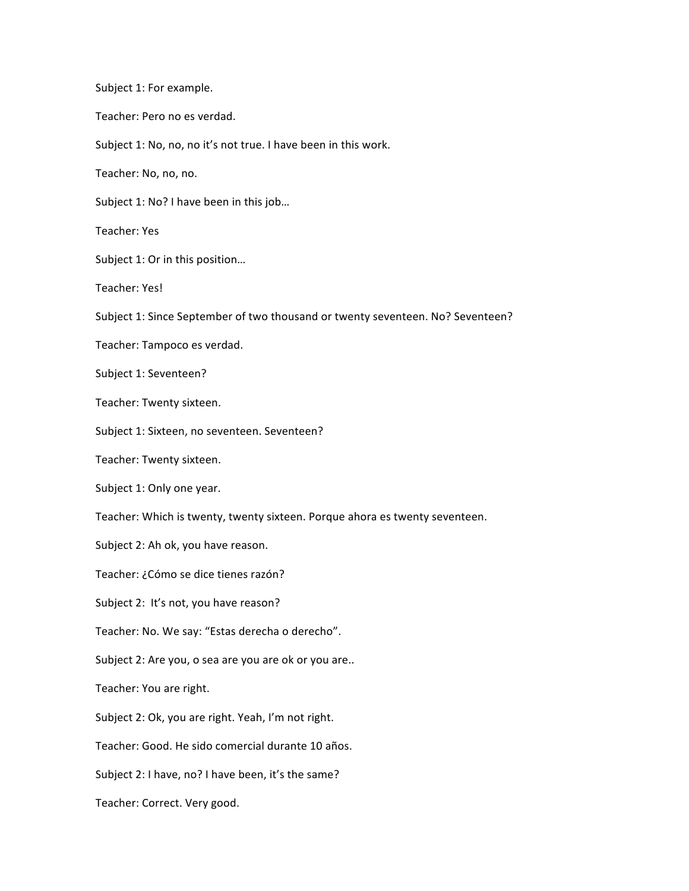Subject 1: For example.

Teacher: Pero no es verdad.

Subject 1: No, no, no it's not true. I have been in this work.

Teacher: No, no, no.

Subject 1: No? I have been in this job…

Teacher: Yes

Subject 1: Or in this position…

Teacher: Yes!

Subject 1: Since September of two thousand or twenty seventeen. No? Seventeen?

Teacher: Tampoco es verdad.

Subject 1: Seventeen?

Teacher: Twenty sixteen.

Subject 1: Sixteen, no seventeen. Seventeen?

Teacher: Twenty sixteen.

Subject 1: Only one year.

Teacher: Which is twenty, twenty sixteen. Porque ahora es twenty seventeen.

Subject 2: Ah ok, you have reason.

Teacher: ¿Cómo se dice tienes razón?

Subject 2: It's not, you have reason?

Teacher: No. We say: "Estas derecha o derecho".

Subject 2: Are you, o sea are you are ok or you are..

Teacher: You are right.

Subject 2: Ok, you are right. Yeah, I'm not right.

Teacher: Good. He sido comercial durante 10 años.

Subject 2: I have, no? I have been, it's the same?

Teacher: Correct. Very good.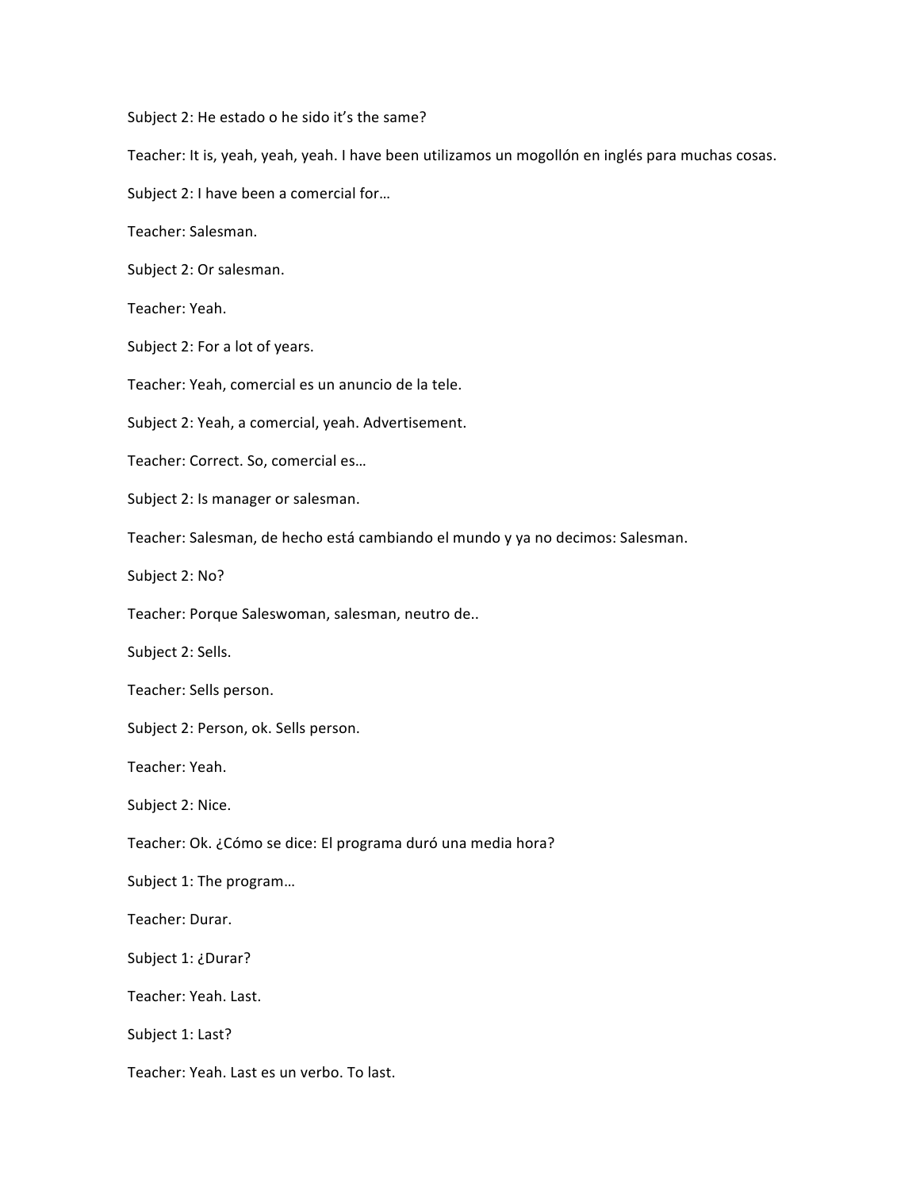Subject 2: He estado o he sido it's the same?

Teacher: It is, yeah, yeah, yeah. I have been utilizamos un mogollón en inglés para muchas cosas.

Subject 2: I have been a comercial for…

Teacher: Salesman.

Subject 2: Or salesman.

Teacher: Yeah.

Subject 2: For a lot of years.

Teacher: Yeah, comercial es un anuncio de la tele.

Subject 2: Yeah, a comercial, yeah. Advertisement.

Teacher: Correct. So, comercial es…

Subject 2: Is manager or salesman.

Teacher: Salesman, de hecho está cambiando el mundo y ya no decimos: Salesman.

Subject 2: No?

Teacher: Porque Saleswoman, salesman, neutro de..

Subject 2: Sells.

Teacher: Sells person.

Subject 2: Person, ok. Sells person.

Teacher: Yeah.

Subject 2: Nice.

Teacher: Ok. ¿Cómo se dice: El programa duró una media hora?

Subject 1: The program…

Teacher: Durar.

Subject 1: ¿Durar?

Teacher: Yeah. Last.

Subject 1: Last?

Teacher: Yeah. Last es un verbo. To last.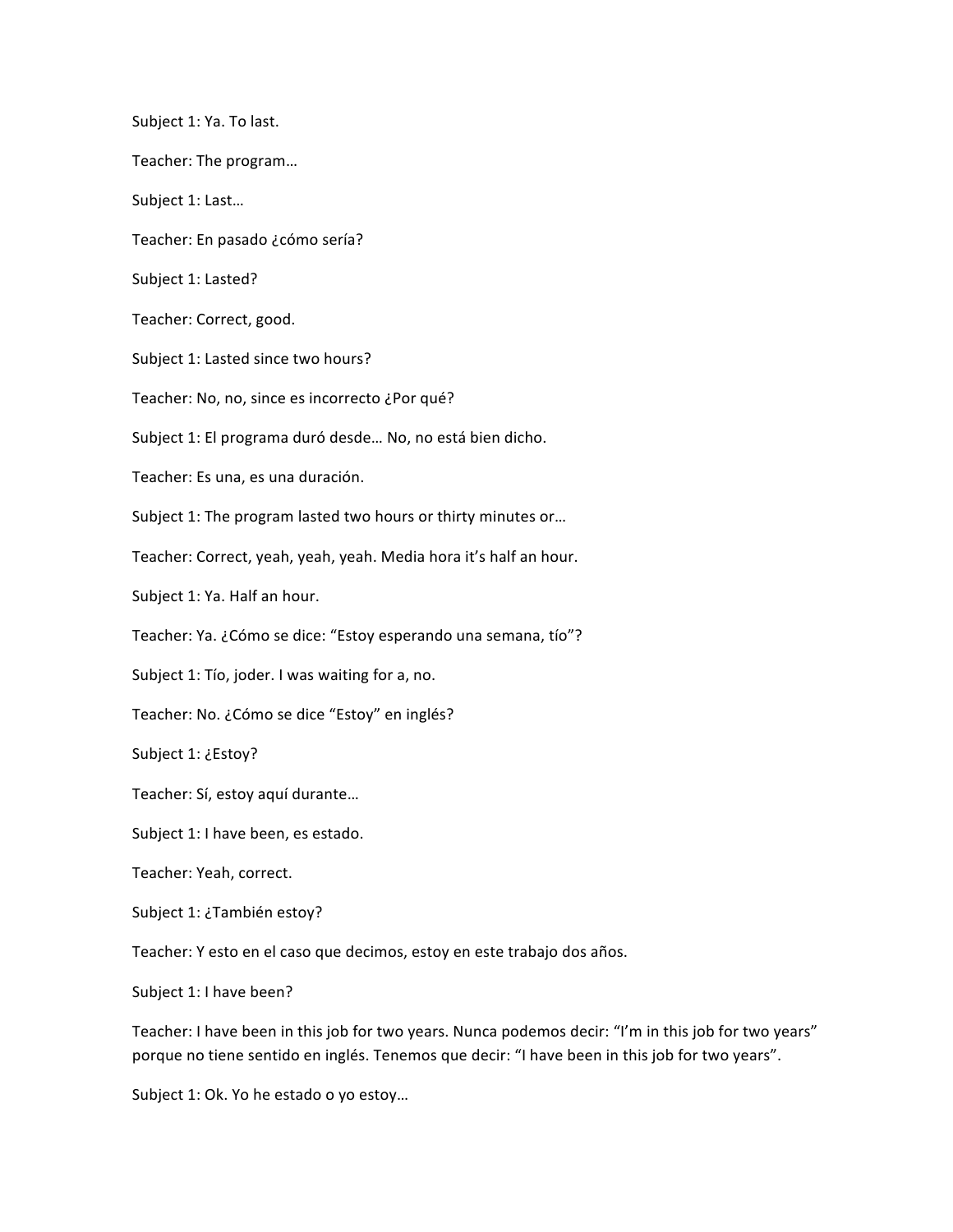Subject 1: Ya. To last.

Teacher: The program…

Subject 1: Last…

Teacher: En pasado ¿cómo sería?

Subject 1: Lasted?

Teacher: Correct, good.

Subject 1: Lasted since two hours?

Teacher: No, no, since es incorrecto ¿Por qué?

Subject 1: El programa duró desde… No, no está bien dicho.

Teacher: Es una, es una duración.

Subject 1: The program lasted two hours or thirty minutes or…

Teacher: Correct, yeah, yeah, yeah. Media hora it's half an hour.

Subject 1: Ya. Half an hour.

Teacher: Ya. ¿Cómo se dice: "Estoy esperando una semana, tío"?

Subject 1: Tío, joder. I was waiting for a, no.

Teacher: No. ¿Cómo se dice "Estoy" en inglés?

Subject 1: ¿Estoy?

Teacher: Sí, estoy aquí durante…

Subject 1: I have been, es estado.

Teacher: Yeah, correct.

Subject 1: ¿También estoy?

Teacher: Y esto en el caso que decimos, estoy en este trabajo dos años.

Subject 1: I have been?

Teacher: I have been in this job for two years. Nunca podemos decir: "I'm in this job for two years" porque no tiene sentido en inglés. Tenemos que decir: "I have been in this job for two years".

Subject 1: Ok. Yo he estado o yo estoy…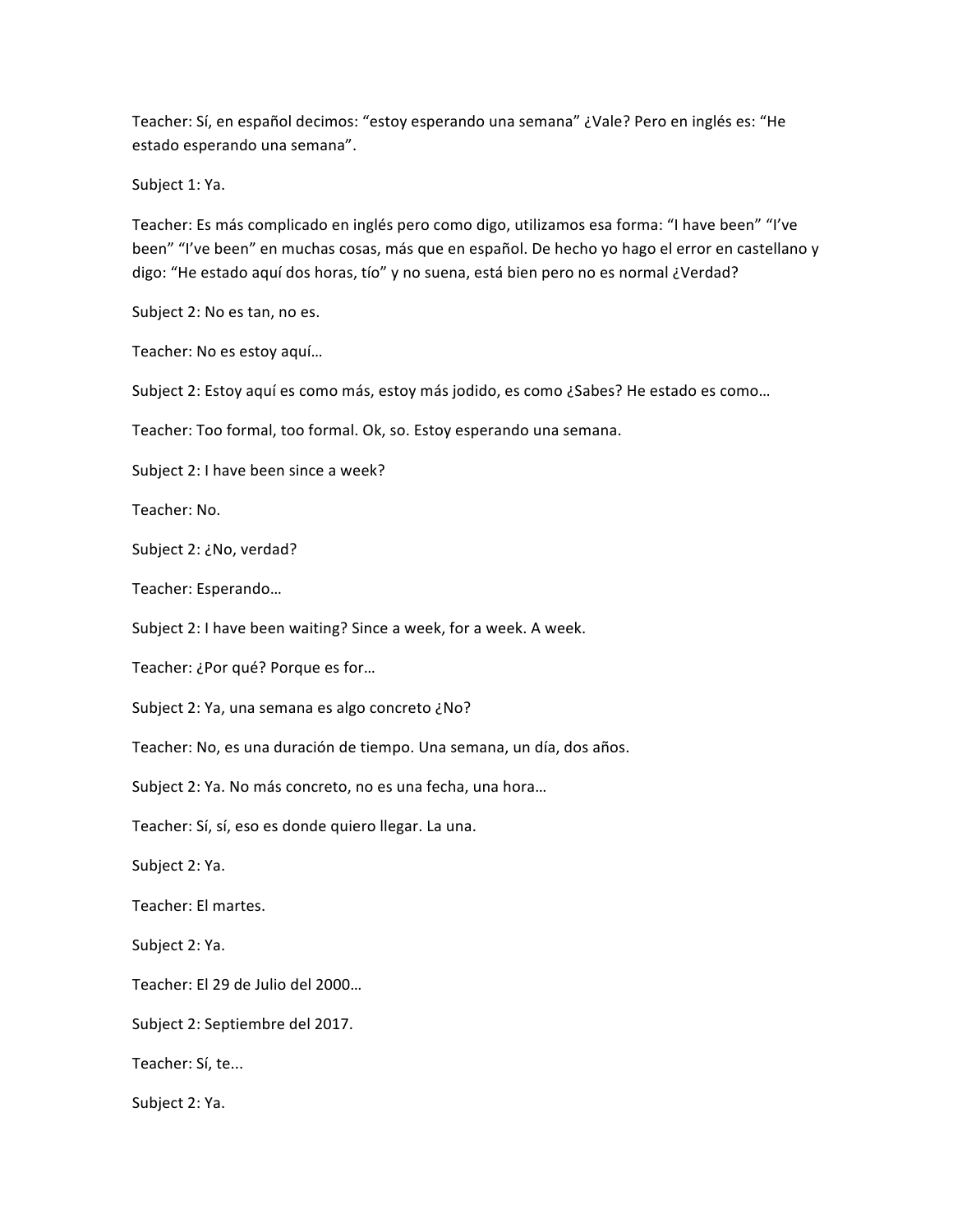Teacher: Sí, en español decimos: "estoy esperando una semana" ¿Vale? Pero en inglés es: "He estado esperando una semana".

Subject 1: Ya.

Teacher: Es más complicado en inglés pero como digo, utilizamos esa forma: "I have been" "I've been" "I've been" en muchas cosas, más que en español. De hecho yo hago el error en castellano y digo: "He estado aquí dos horas, tío" y no suena, está bien pero no es normal ¿Verdad?

Subject 2: No es tan, no es.

Teacher: No es estoy aquí…

Subject 2: Estoy aquí es como más, estoy más jodido, es como ¿Sabes? He estado es como…

Teacher: Too formal, too formal. Ok, so. Estoy esperando una semana.

Subject 2: I have been since a week?

Teacher: No.

Subject 2: ¿No, verdad?

Teacher: Esperando…

Subject 2: I have been waiting? Since a week, for a week. A week.

Teacher: ¿Por qué? Porque es for…

Subject 2: Ya, una semana es algo concreto ¿No?

Teacher: No, es una duración de tiempo. Una semana, un día, dos años.

Subject 2: Ya. No más concreto, no es una fecha, una hora…

Teacher: Sí, sí, eso es donde quiero llegar. La una.

Subject 2: Ya.

Teacher: El martes.

Subject 2: Ya.

Teacher: El 29 de Julio del 2000…

Subject 2: Septiembre del 2017.

Teacher: Sí, te...

Subject 2: Ya.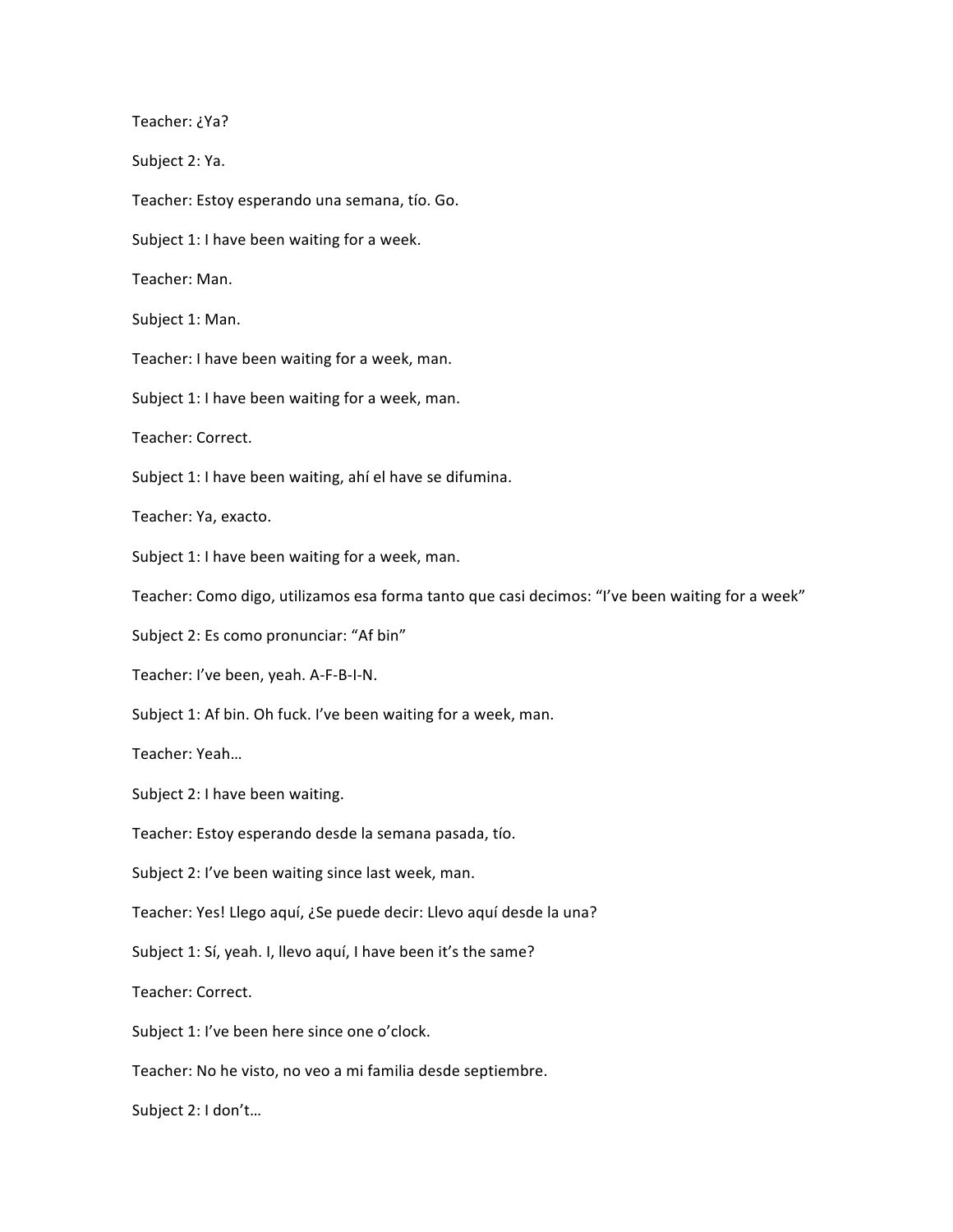Teacher: ¿Ya?

Subject 2: Ya.

Teacher: Estoy esperando una semana, tío. Go.

Subject 1: I have been waiting for a week.

Teacher: Man.

Subject 1: Man.

Teacher: I have been waiting for a week, man.

Subject 1: I have been waiting for a week, man.

Teacher: Correct.

Subject 1: I have been waiting, ahí el have se difumina.

Teacher: Ya, exacto.

Subject 1: I have been waiting for a week, man.

Teacher: Como digo, utilizamos esa forma tanto que casi decimos: "I've been waiting for a week"

Subject 2: Es como pronunciar: "Af bin"

Teacher: I've been, yeah. A-F-B-I-N.

Subject 1: Af bin. Oh fuck. I've been waiting for a week, man.

Teacher: Yeah…

Subject 2: I have been waiting.

Teacher: Estoy esperando desde la semana pasada, tío.

Subject 2: I've been waiting since last week, man.

Teacher: Yes! Llego aquí, ¿Se puede decir: Llevo aquí desde la una?

Subject 1: Sí, yeah. I, llevo aquí, I have been it's the same?

Teacher: Correct.

Subject 1: I've been here since one o'clock.

Teacher: No he visto, no veo a mi familia desde septiembre.

Subject 2: I don't…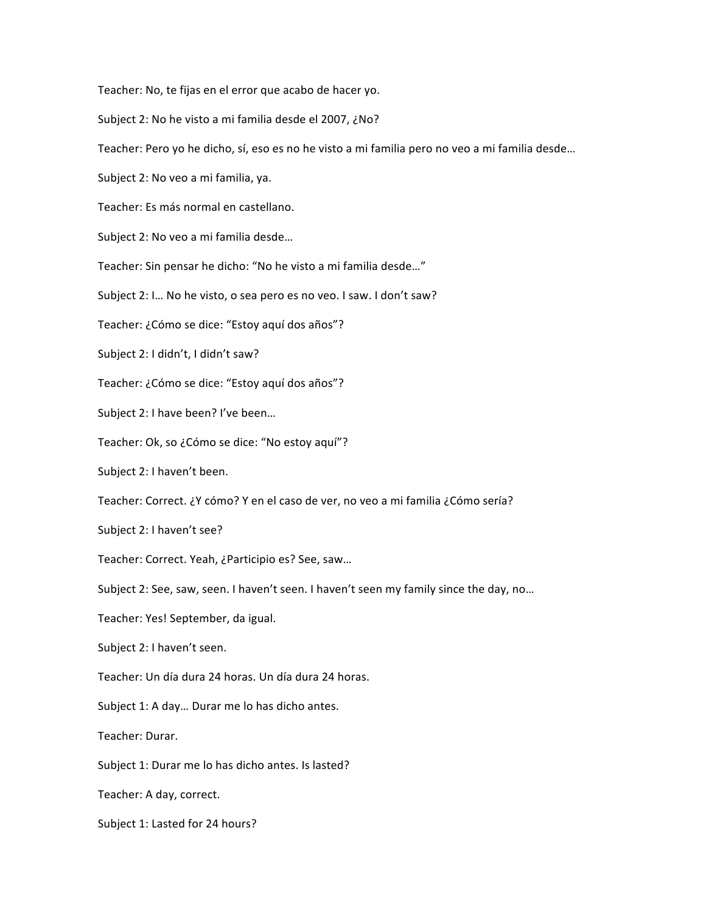Teacher: No, te fijas en el error que acabo de hacer yo.

Subject 2: No he visto a mi familia desde el 2007, ¿No?

Teacher: Pero yo he dicho, sí, eso es no he visto a mi familia pero no veo a mi familia desde…

Subject 2: No veo a mi familia, ya.

Teacher: Es más normal en castellano.

Subject 2: No veo a mi familia desde…

Teacher: Sin pensar he dicho: "No he visto a mi familia desde…"

Subject 2: I… No he visto, o sea pero es no veo. I saw. I don't saw?

Teacher: ¿Cómo se dice: "Estoy aquí dos años"?

Subject 2: I didn't, I didn't saw?

Teacher: ¿Cómo se dice: "Estoy aquí dos años"?

Subject 2: I have been? I've been…

Teacher: Ok, so ¿Cómo se dice: "No estoy aquí"?

Subject 2: I haven't been.

Teacher: Correct. ¿Y cómo? Y en el caso de ver, no veo a mi familia ¿Cómo sería?

Subject 2: I haven't see?

Teacher: Correct. Yeah, ¿Participio es? See, saw…

Subject 2: See, saw, seen. I haven't seen. I haven't seen my family since the day, no…

Teacher: Yes! September, da igual.

Subject 2: I haven't seen.

Teacher: Un día dura 24 horas. Un día dura 24 horas.

Subject 1: A day… Durar me lo has dicho antes.

Teacher: Durar.

Subject 1: Durar me lo has dicho antes. Is lasted?

Teacher: A day, correct.

Subject 1: Lasted for 24 hours?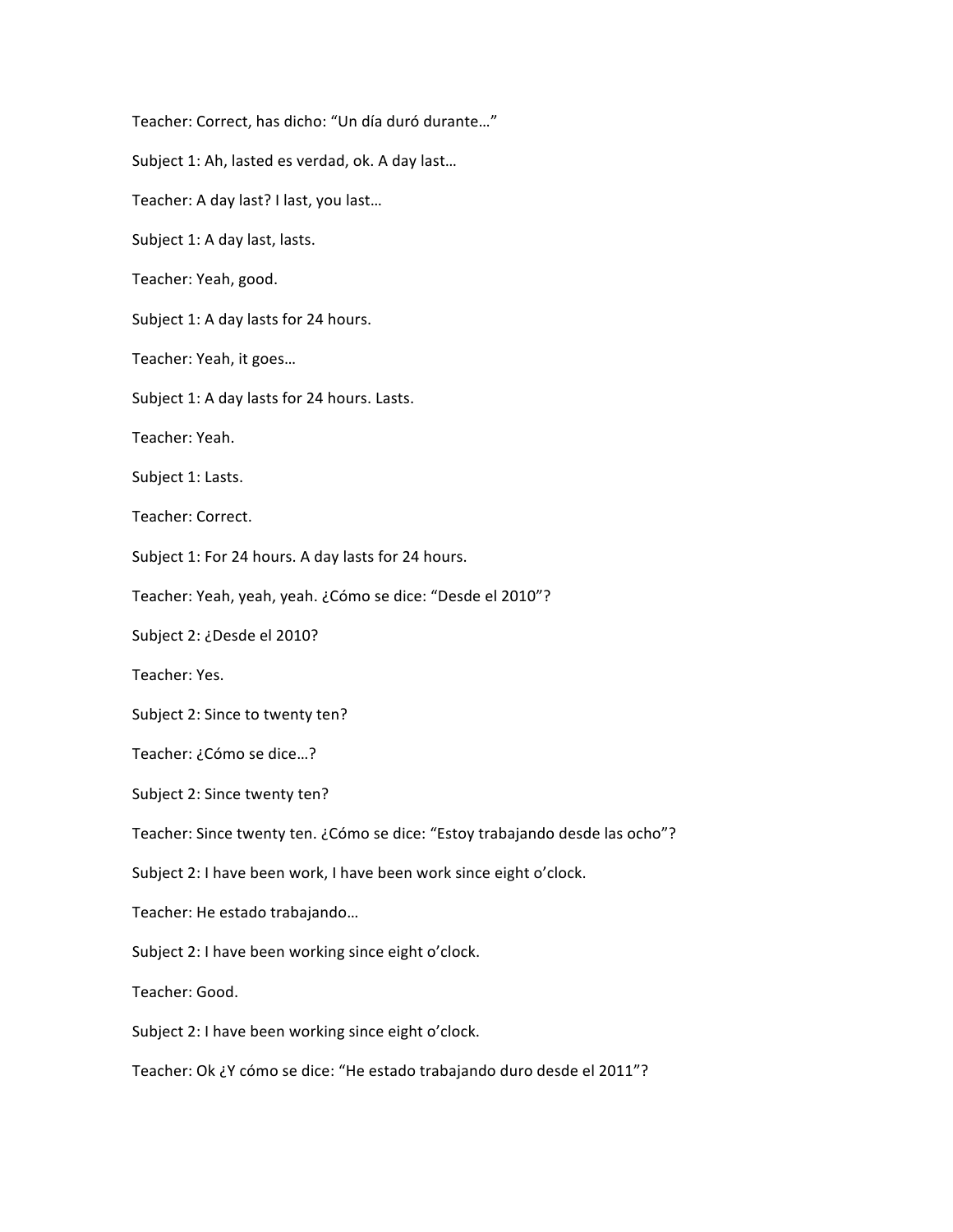Teacher: Correct, has dicho: “Un día duró durante…”

Subject 1: Ah, lasted es verdad, ok. A day last…

Teacher: A day last? I last, you last…

Subject 1: A day last, lasts.

Teacher: Yeah, good.

Subject 1: A day lasts for 24 hours.

Teacher: Yeah, it goes…

Subject 1: A day lasts for 24 hours. Lasts.

Teacher: Yeah.

Subject 1: Lasts.

Teacher: Correct.

Subject 1: For 24 hours. A day lasts for 24 hours.

Teacher: Yeah, yeah, yeah. ¿Cómo se dice: “Desde el 2010”?

Subject 2: ¿Desde el 2010?

Teacher: Yes.

Subject 2: Since to twenty ten?

Teacher: ¿Cómo se dice…?

Subject 2: Since twenty ten?

Teacher: Since twenty ten. ¿Cómo se dice: “Estoy trabajando desde las ocho”?

Subject 2: I have been work, I have been work since eight o’clock.

Teacher: He estado trabajando…

Subject 2: I have been working since eight o’clock.

Teacher: Good.

Subject 2: I have been working since eight o’clock.

Teacher: Ok ¿Y cómo se dice: “He estado trabajando duro desde el 2011”?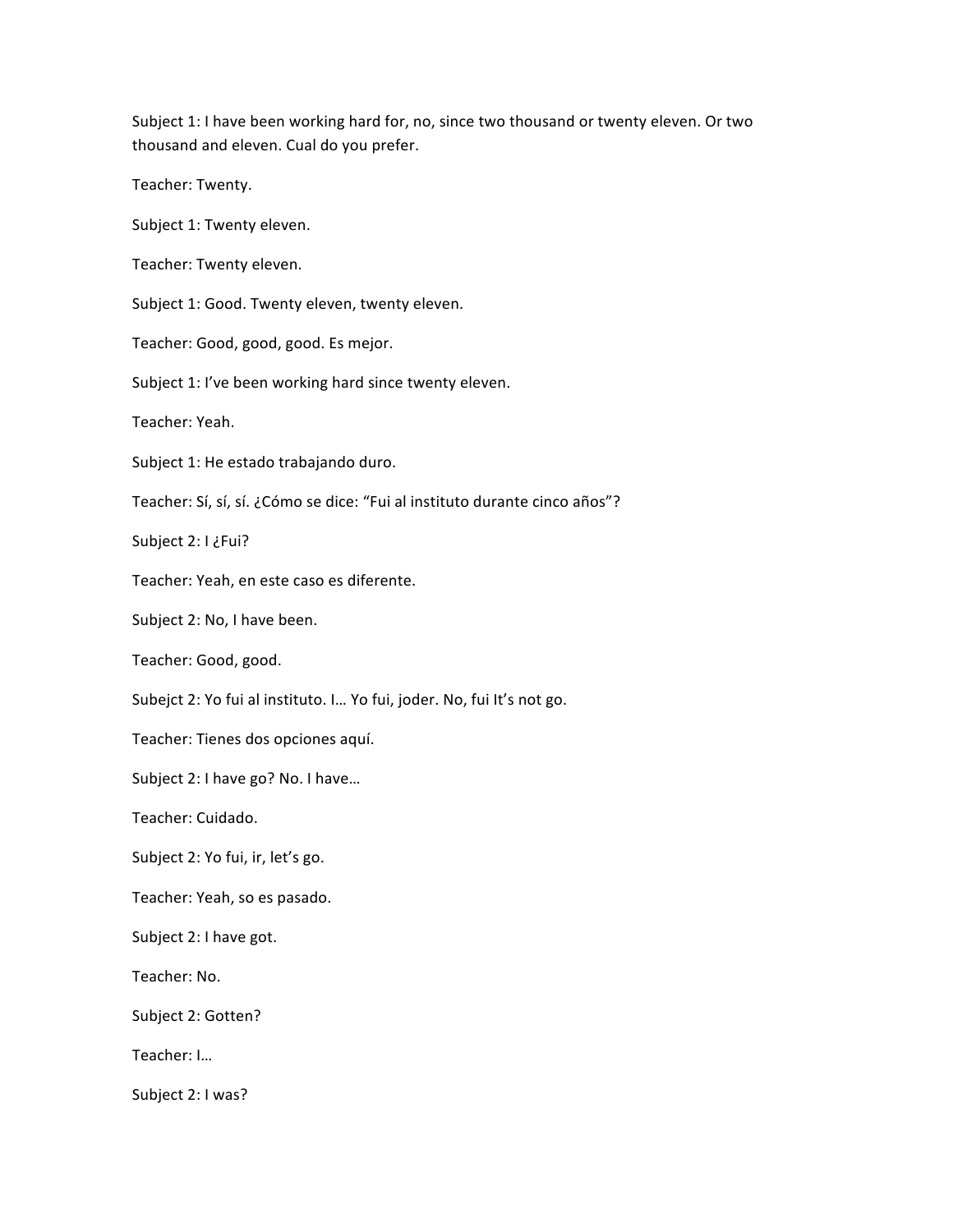Subject 1: I have been working hard for, no, since two thousand or twenty eleven. Or two thousand and eleven. Cual do you prefer.

Teacher: Twenty.

Subject 1: Twenty eleven.

Teacher: Twenty eleven.

Subject 1: Good. Twenty eleven, twenty eleven.

Teacher: Good, good, good. Es mejor.

Subject 1: I've been working hard since twenty eleven.

Teacher: Yeah.

Subject 1: He estado trabajando duro.

Teacher: Sí, sí, sí. ¿Cómo se dice: "Fui al instituto durante cinco años"?

Subject 2: I ¿Fui?

Teacher: Yeah, en este caso es diferente.

Subject 2: No, I have been.

Teacher: Good, good.

Subejct 2: Yo fui al instituto. I… Yo fui, joder. No, fui It's not go.

Teacher: Tienes dos opciones aquí.

Subject 2: I have go? No. I have…

Teacher: Cuidado.

Subject 2: Yo fui, ir, let's go.

Teacher: Yeah, so es pasado.

Subject 2: I have got.

Teacher: No.

Subject 2: Gotten?

Teacher: I…

Subject 2: I was?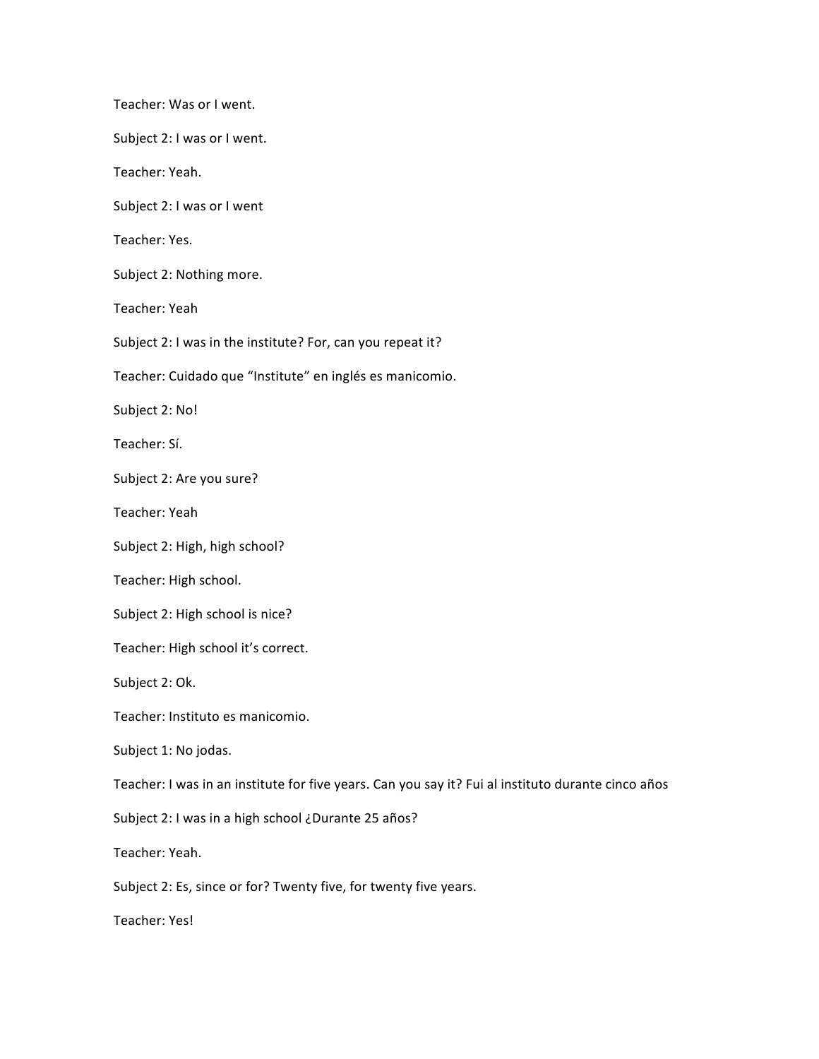Teacher: Was or I went.

Subject 2: I was or I went.

Teacher: Yeah.

Subject 2: I was or I went

Teacher: Yes.

Subject 2: Nothing more.

Teacher: Yeah

Subject 2: I was in the institute? For, can you repeat it?

Teacher: Cuidado que "Institute" en inglés es manicomio.

Subject 2: No!

Teacher: Sí.

Subject 2: Are you sure?

Teacher: Yeah

Subject 2: High, high school?

Teacher: High school.

Subject 2: High school is nice?

Teacher: High school it's correct.

Subject 2: Ok.

Teacher: Instituto es manicomio.

Subject 1: No jodas.

Teacher: I was in an institute for five years. Can you say it? Fui al instituto durante cinco años

Subject 2: I was in a high school ¿Durante 25 años?

Teacher: Yeah.

Subject 2: Es, since or for? Twenty five, for twenty five years.

Teacher: Yes!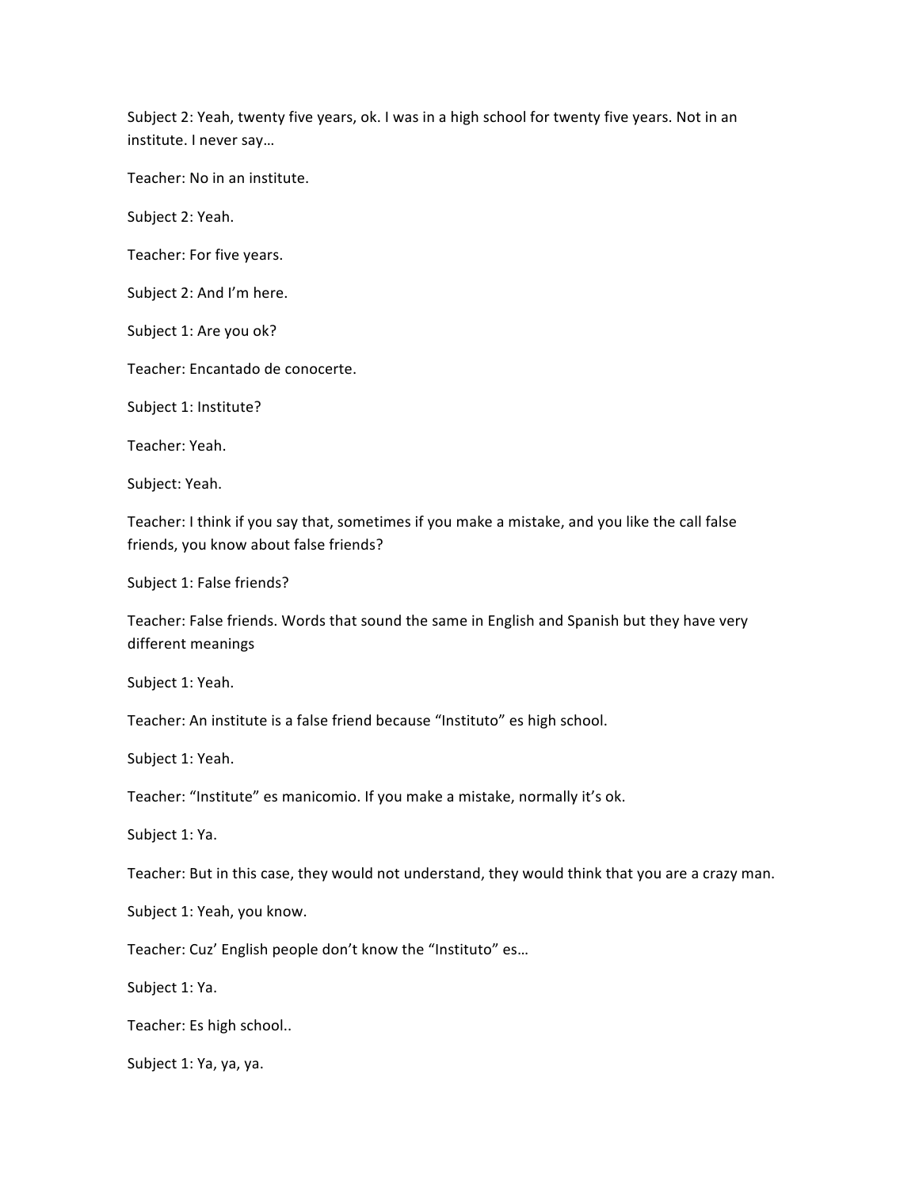Subject 2: Yeah, twenty five years, ok. I was in a high school for twenty five years. Not in an institute. I never say…

Teacher: No in an institute.

Subject 2: Yeah.

Teacher: For five years.

Subject 2: And I'm here.

Subject 1: Are you ok?

Teacher: Encantado de conocerte.

Subject 1: Institute?

Teacher: Yeah.

Subject: Yeah.

Teacher: I think if you say that, sometimes if you make a mistake, and you like the call false friends, you know about false friends?

Subject 1: False friends?

Teacher: False friends. Words that sound the same in English and Spanish but they have very different meanings

Subject 1: Yeah.

Teacher: An institute is a false friend because "Instituto" es high school.

Subject 1: Yeah.

Teacher: "Institute" es manicomio. If you make a mistake, normally it's ok.

Subject 1: Ya.

Teacher: But in this case, they would not understand, they would think that you are a crazy man.

Subject 1: Yeah, you know.

Teacher: Cuz' English people don't know the "Instituto" es…

Subject 1: Ya.

Teacher: Es high school..

Subject 1: Ya, ya, ya.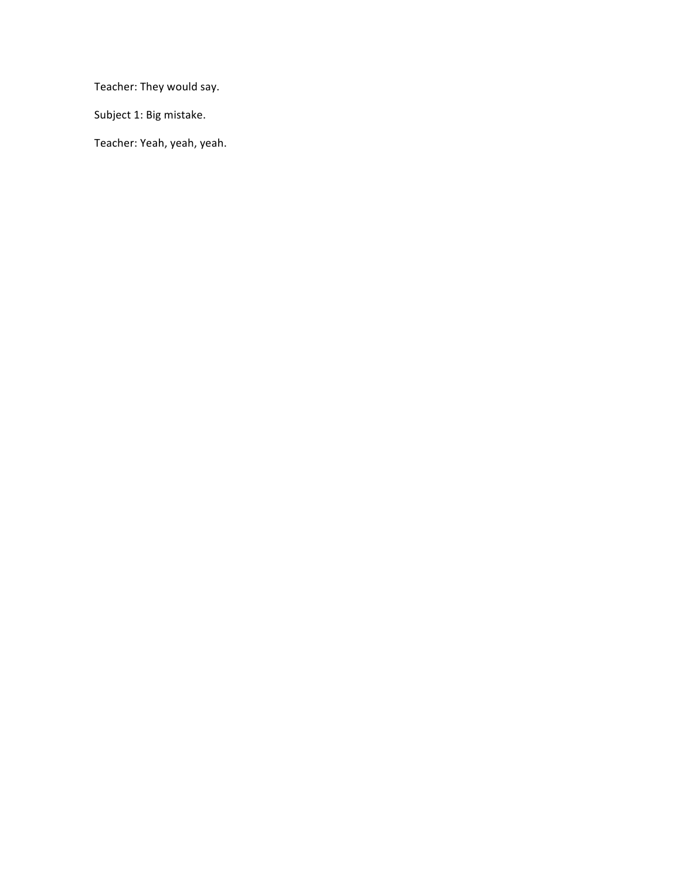Teacher: They would say.

Subject 1: Big mistake.

Teacher: Yeah, yeah, yeah.